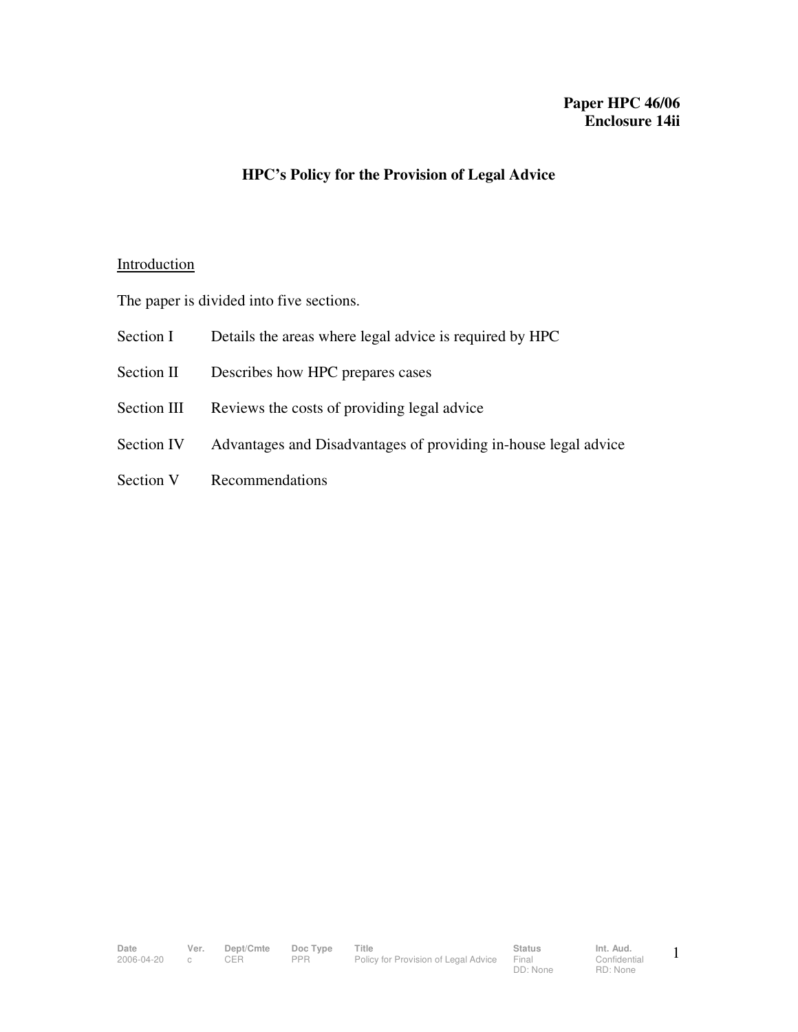**Paper HPC 46/06**
**Enclosure 14ii**

# HPC's Policy for the Provision of Legal Advice

## Introduction

The paper is divided into five sections.

| | |
|---|---|
| Section I | Details the areas where legal advice is required by HPC |
| Section II | Describes how HPC prepares cases |
| Section III | Reviews the costs of providing legal advice |
| Section IV | Advantages and Disadvantages of providing in-house legal advice |
| Section V | Recommendations |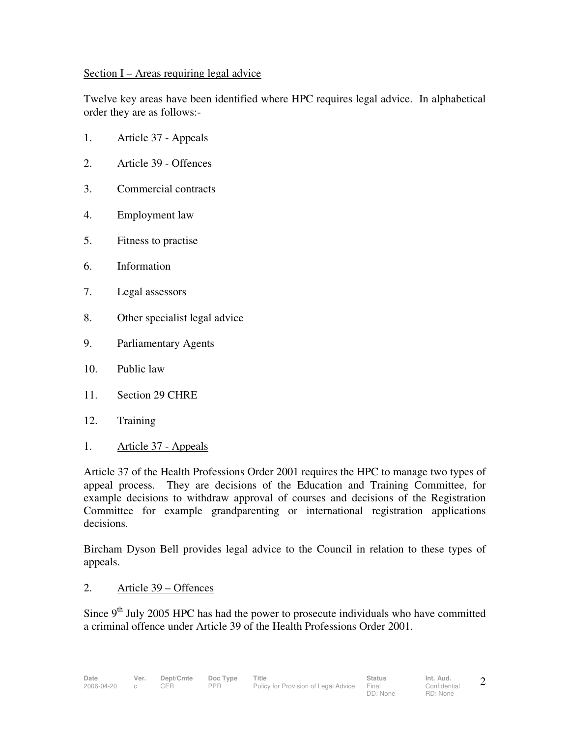Section I – Areas requiring legal advice

Twelve key areas have been identified where HPC requires legal advice. In alphabetical order they are as follows:-

1. Article 37 - Appeals
2. Article 39 - Offences
3. Commercial contracts
4. Employment law
5. Fitness to practise
6. Information
7. Legal assessors
8. Other specialist legal advice
9. Parliamentary Agents
10. Public law
11. Section 29 CHRE
12. Training

1. Article 37 - Appeals

Article 37 of the Health Professions Order 2001 requires the HPC to manage two types of appeal process. They are decisions of the Education and Training Committee, for example decisions to withdraw approval of courses and decisions of the Registration Committee for example grandparenting or international registration applications decisions.

Bircham Dyson Bell provides legal advice to the Council in relation to these types of appeals.

2. Article 39 – Offences

Since 9th July 2005 HPC has had the power to prosecute individuals who have committed a criminal offence under Article 39 of the Health Professions Order 2001.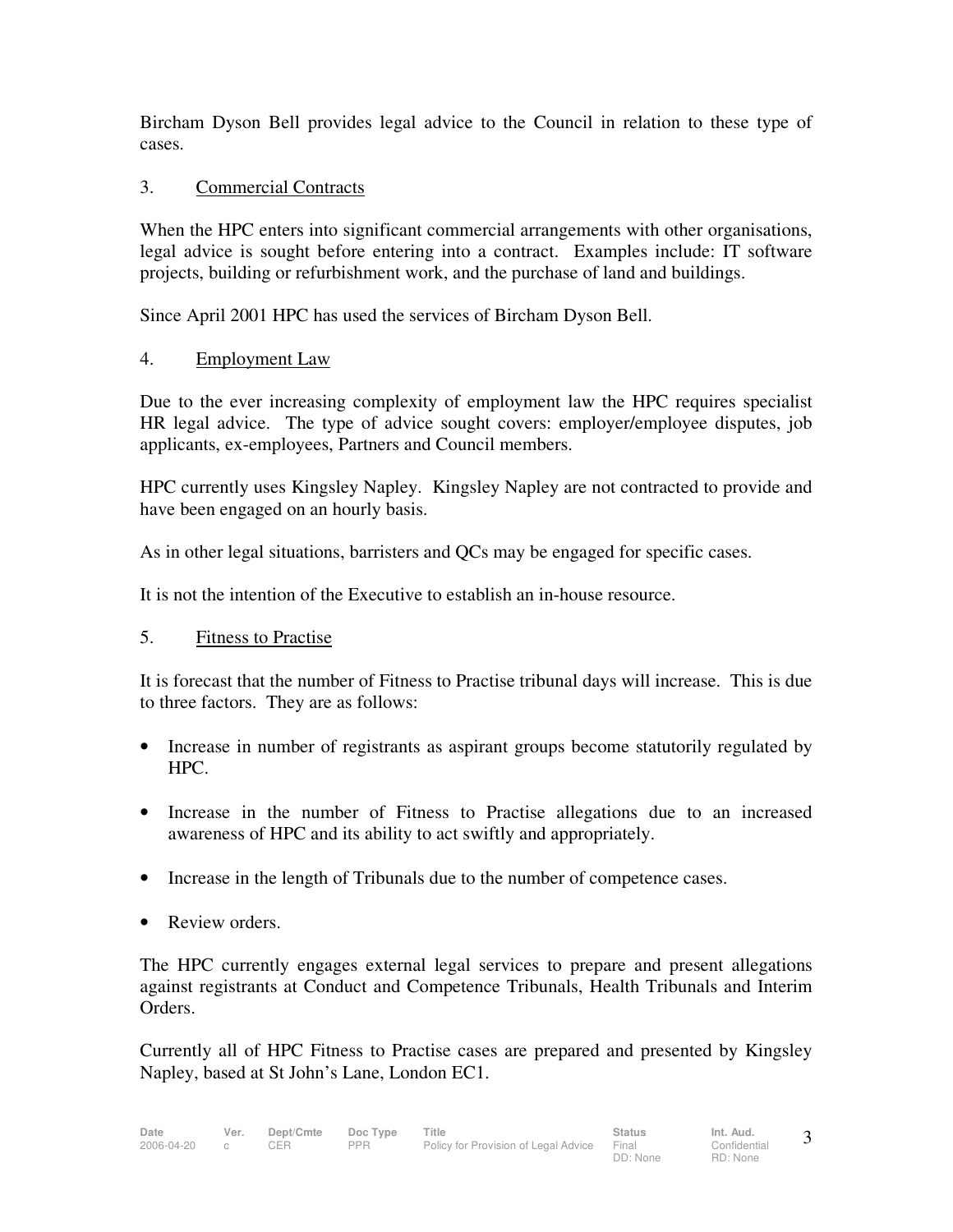Bircham Dyson Bell provides legal advice to the Council in relation to these type of cases.

3. Commercial Contracts

When the HPC enters into significant commercial arrangements with other organisations, legal advice is sought before entering into a contract. Examples include: IT software projects, building or refurbishment work, and the purchase of land and buildings.

Since April 2001 HPC has used the services of Bircham Dyson Bell.

4. Employment Law

Due to the ever increasing complexity of employment law the HPC requires specialist HR legal advice. The type of advice sought covers: employer/employee disputes, job applicants, ex-employees, Partners and Council members.

HPC currently uses Kingsley Napley. Kingsley Napley are not contracted to provide and have been engaged on an hourly basis.

As in other legal situations, barristers and QCs may be engaged for specific cases.

It is not the intention of the Executive to establish an in-house resource.

5. Fitness to Practise

It is forecast that the number of Fitness to Practise tribunal days will increase. This is due to three factors. They are as follows:

- Increase in number of registrants as aspirant groups become statutorily regulated by HPC.
- Increase in the number of Fitness to Practise allegations due to an increased awareness of HPC and its ability to act swiftly and appropriately.
- Increase in the length of Tribunals due to the number of competence cases.
- Review orders.

The HPC currently engages external legal services to prepare and present allegations against registrants at Conduct and Competence Tribunals, Health Tribunals and Interim Orders.

Currently all of HPC Fitness to Practise cases are prepared and presented by Kingsley Napley, based at St John's Lane, London EC1.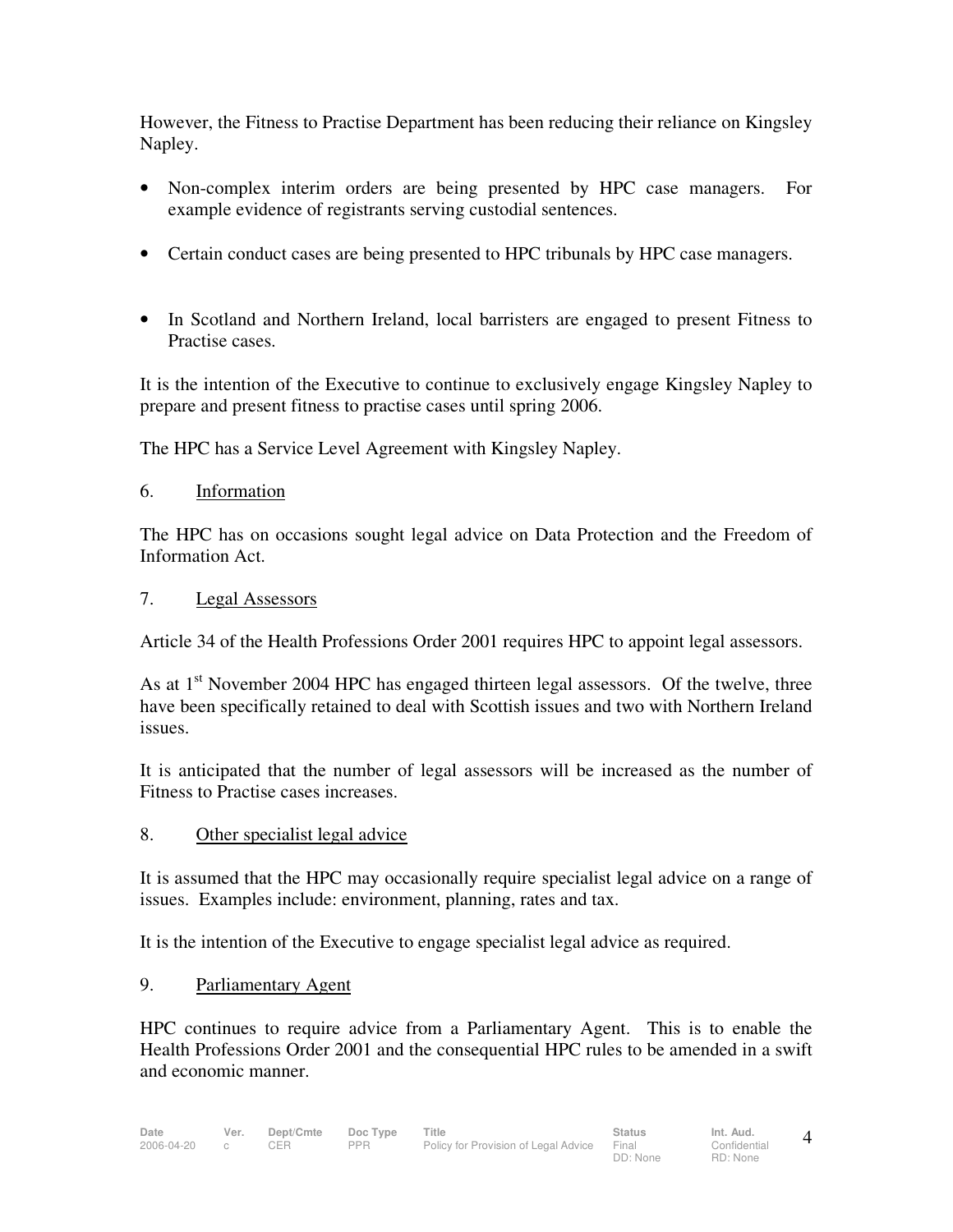However, the Fitness to Practise Department has been reducing their reliance on Kingsley Napley.

- Non-complex interim orders are being presented by HPC case managers. For example evidence of registrants serving custodial sentences.
- Certain conduct cases are being presented to HPC tribunals by HPC case managers.
- In Scotland and Northern Ireland, local barristers are engaged to present Fitness to Practise cases.

It is the intention of the Executive to continue to exclusively engage Kingsley Napley to prepare and present fitness to practise cases until spring 2006.

The HPC has a Service Level Agreement with Kingsley Napley.

6. Information

The HPC has on occasions sought legal advice on Data Protection and the Freedom of Information Act.

7. Legal Assessors

Article 34 of the Health Professions Order 2001 requires HPC to appoint legal assessors.

As at 1st November 2004 HPC has engaged thirteen legal assessors. Of the twelve, three have been specifically retained to deal with Scottish issues and two with Northern Ireland issues.

It is anticipated that the number of legal assessors will be increased as the number of Fitness to Practise cases increases.

8. Other specialist legal advice

It is assumed that the HPC may occasionally require specialist legal advice on a range of issues. Examples include: environment, planning, rates and tax.

It is the intention of the Executive to engage specialist legal advice as required.

9. Parliamentary Agent

HPC continues to require advice from a Parliamentary Agent. This is to enable the Health Professions Order 2001 and the consequential HPC rules to be amended in a swift and economic manner.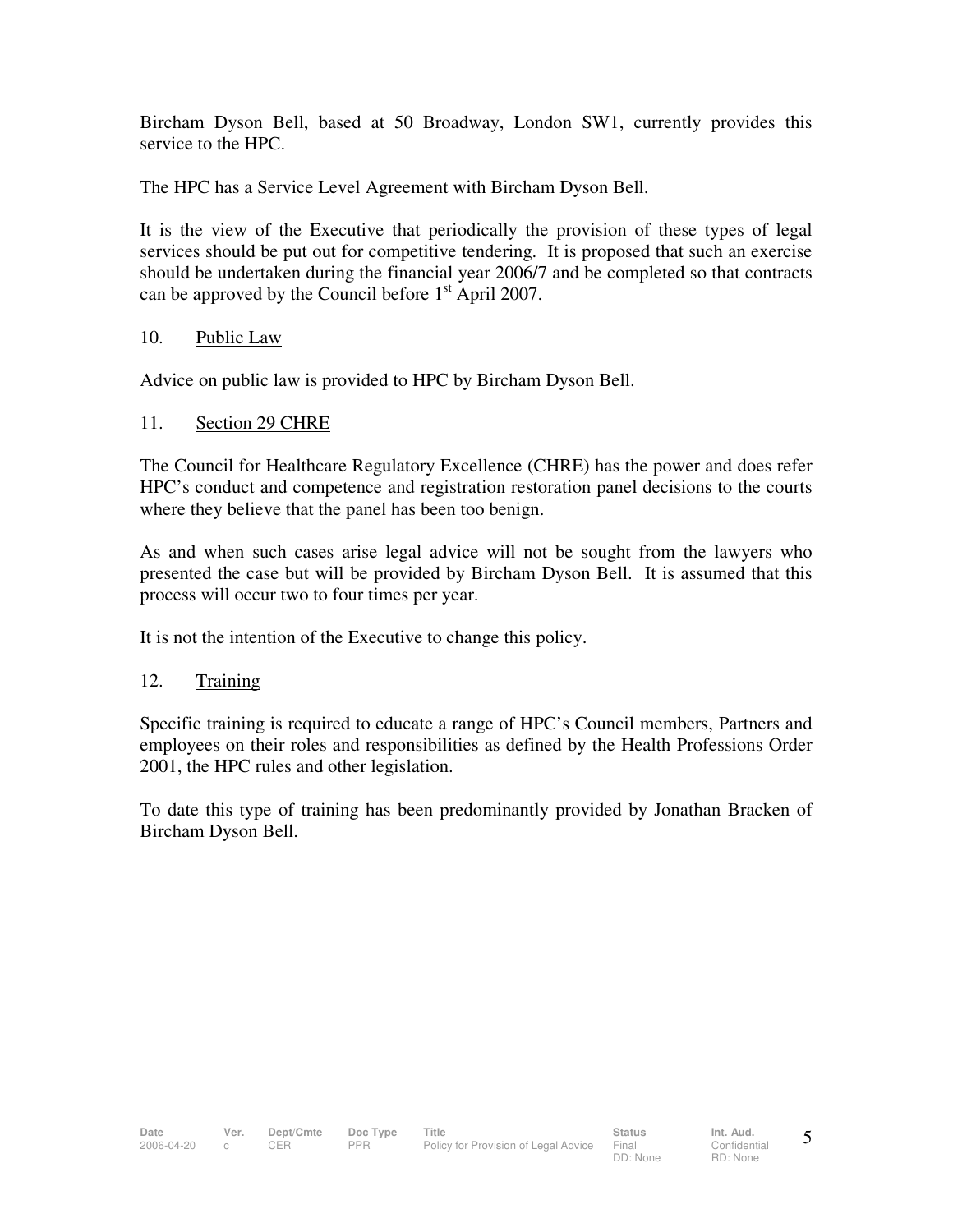Bircham Dyson Bell, based at 50 Broadway, London SW1, currently provides this service to the HPC.

The HPC has a Service Level Agreement with Bircham Dyson Bell.

It is the view of the Executive that periodically the provision of these types of legal services should be put out for competitive tendering. It is proposed that such an exercise should be undertaken during the financial year 2006/7 and be completed so that contracts can be approved by the Council before 1st April 2007.

10. Public Law

Advice on public law is provided to HPC by Bircham Dyson Bell.

11. Section 29 CHRE

The Council for Healthcare Regulatory Excellence (CHRE) has the power and does refer HPC's conduct and competence and registration restoration panel decisions to the courts where they believe that the panel has been too benign.

As and when such cases arise legal advice will not be sought from the lawyers who presented the case but will be provided by Bircham Dyson Bell. It is assumed that this process will occur two to four times per year.

It is not the intention of the Executive to change this policy.

12. Training

Specific training is required to educate a range of HPC's Council members, Partners and employees on their roles and responsibilities as defined by the Health Professions Order 2001, the HPC rules and other legislation.

To date this type of training has been predominantly provided by Jonathan Bracken of Bircham Dyson Bell.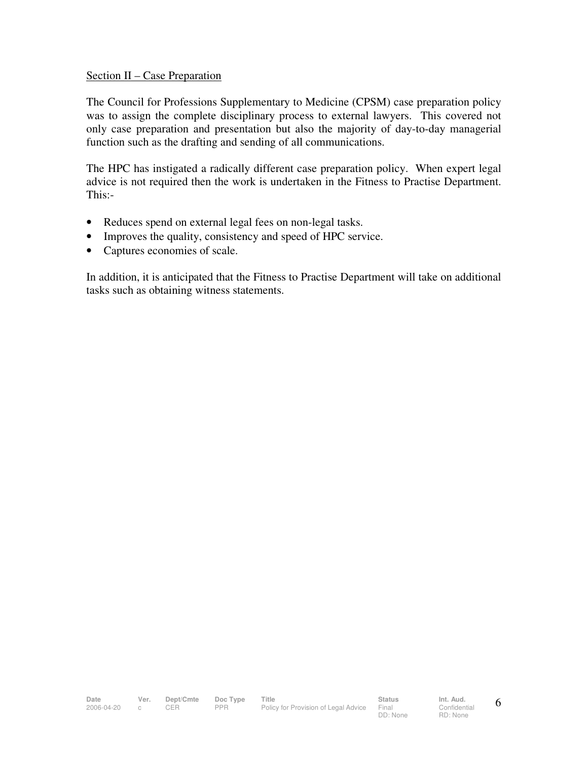## Section II – Case Preparation

The Council for Professions Supplementary to Medicine (CPSM) case preparation policy was to assign the complete disciplinary process to external lawyers. This covered not only case preparation and presentation but also the majority of day-to-day managerial function such as the drafting and sending of all communications.

The HPC has instigated a radically different case preparation policy. When expert legal advice is not required then the work is undertaken in the Fitness to Practise Department. This:-

- Reduces spend on external legal fees on non-legal tasks.
- Improves the quality, consistency and speed of HPC service.
- Captures economies of scale.

In addition, it is anticipated that the Fitness to Practise Department will take on additional tasks such as obtaining witness statements.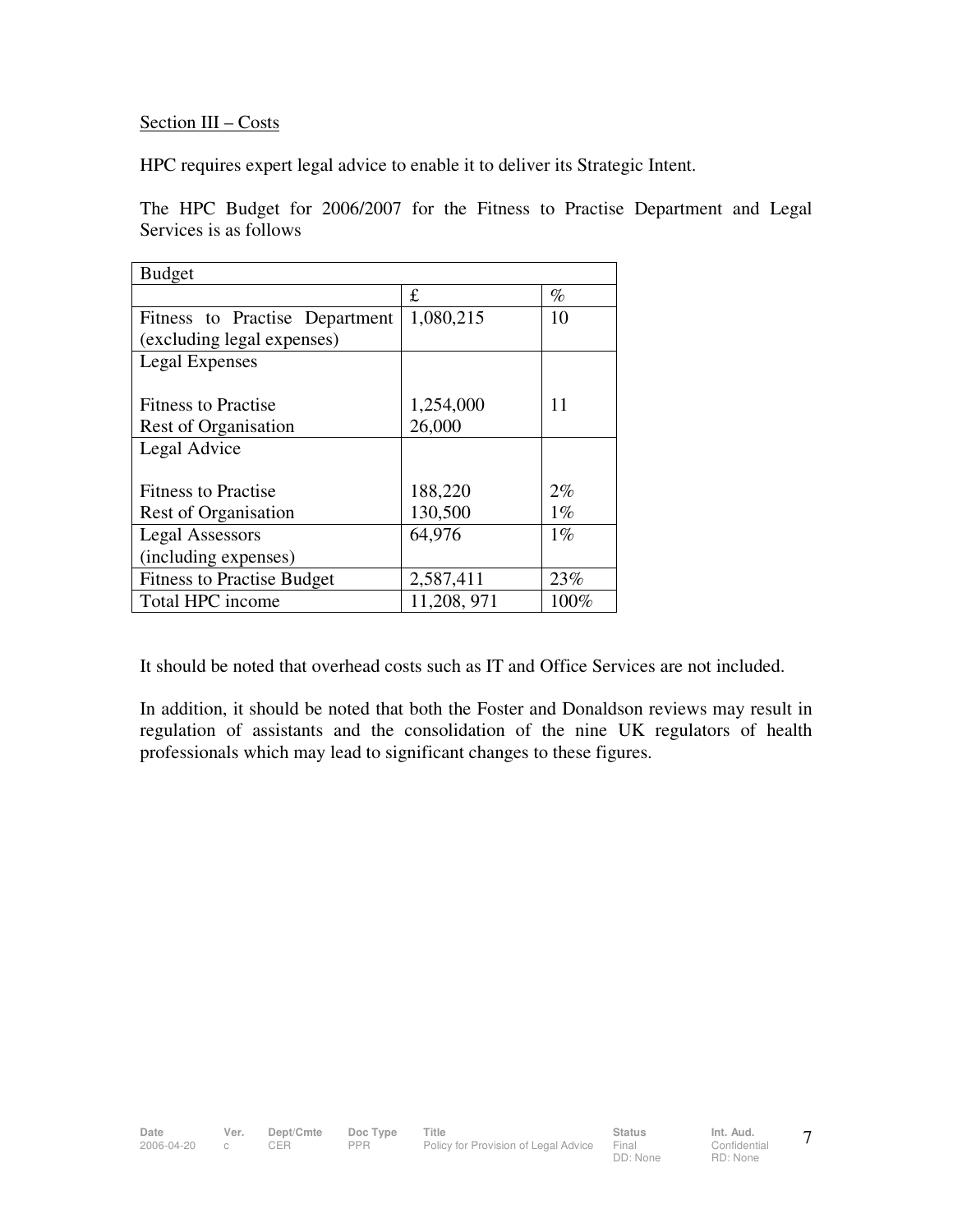Section III – Costs

HPC requires expert legal advice to enable it to deliver its Strategic Intent.

The HPC Budget for 2006/2007 for the Fitness to Practise Department and Legal Services is as follows

| Budget | | |
|---|---|---|
| | £ | % |
| Fitness to Practise Department (excluding legal expenses) | 1,080,215 | 10 |
| Legal Expenses<br><br>Fitness to Practise<br>Rest of Organisation | <br><br>1,254,000<br>26,000 | <br><br>11 |
| Legal Advice<br><br>Fitness to Practise<br>Rest of Organisation | <br><br>188,220<br>130,500 | <br><br>2%<br>1% |
| Legal Assessors (including expenses) | 64,976 | 1% |
| Fitness to Practise Budget | 2,587,411 | 23% |
| Total HPC income | 11,208, 971 | 100% |

It should be noted that overhead costs such as IT and Office Services are not included.

In addition, it should be noted that both the Foster and Donaldson reviews may result in regulation of assistants and the consolidation of the nine UK regulators of health professionals which may lead to significant changes to these figures.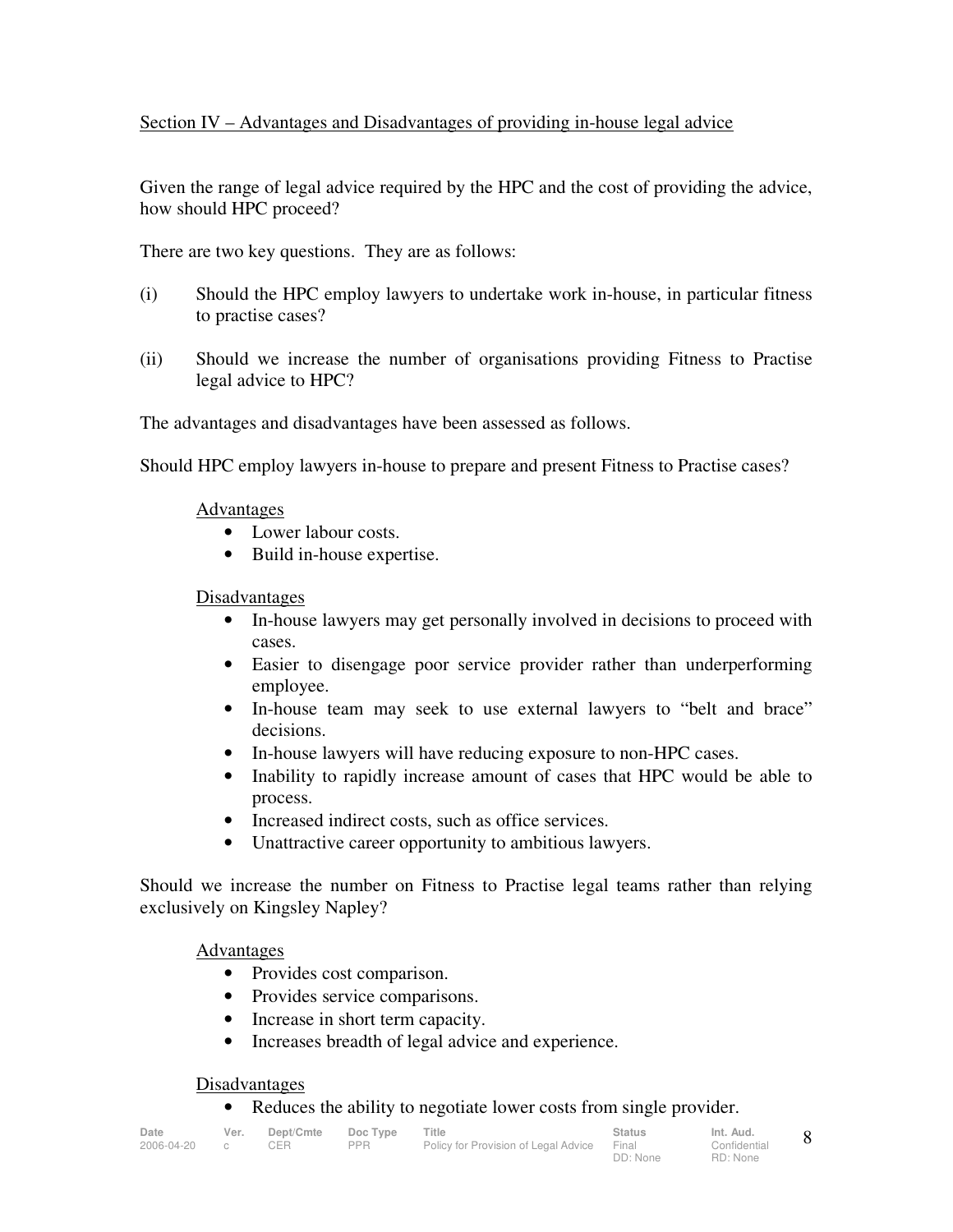Section IV – Advantages and Disadvantages of providing in-house legal advice

Given the range of legal advice required by the HPC and the cost of providing the advice, how should HPC proceed?

There are two key questions. They are as follows:

(i) Should the HPC employ lawyers to undertake work in-house, in particular fitness to practise cases?

(ii) Should we increase the number of organisations providing Fitness to Practise legal advice to HPC?

The advantages and disadvantages have been assessed as follows.

Should HPC employ lawyers in-house to prepare and present Fitness to Practise cases?

Advantages

- Lower labour costs.
- Build in-house expertise.

Disadvantages

- In-house lawyers may get personally involved in decisions to proceed with cases.
- Easier to disengage poor service provider rather than underperforming employee.
- In-house team may seek to use external lawyers to "belt and brace" decisions.
- In-house lawyers will have reducing exposure to non-HPC cases.
- Inability to rapidly increase amount of cases that HPC would be able to process.
- Increased indirect costs, such as office services.
- Unattractive career opportunity to ambitious lawyers.

Should we increase the number on Fitness to Practise legal teams rather than relying exclusively on Kingsley Napley?

Advantages

- Provides cost comparison.
- Provides service comparisons.
- Increase in short term capacity.
- Increases breadth of legal advice and experience.

Disadvantages

- Reduces the ability to negotiate lower costs from single provider.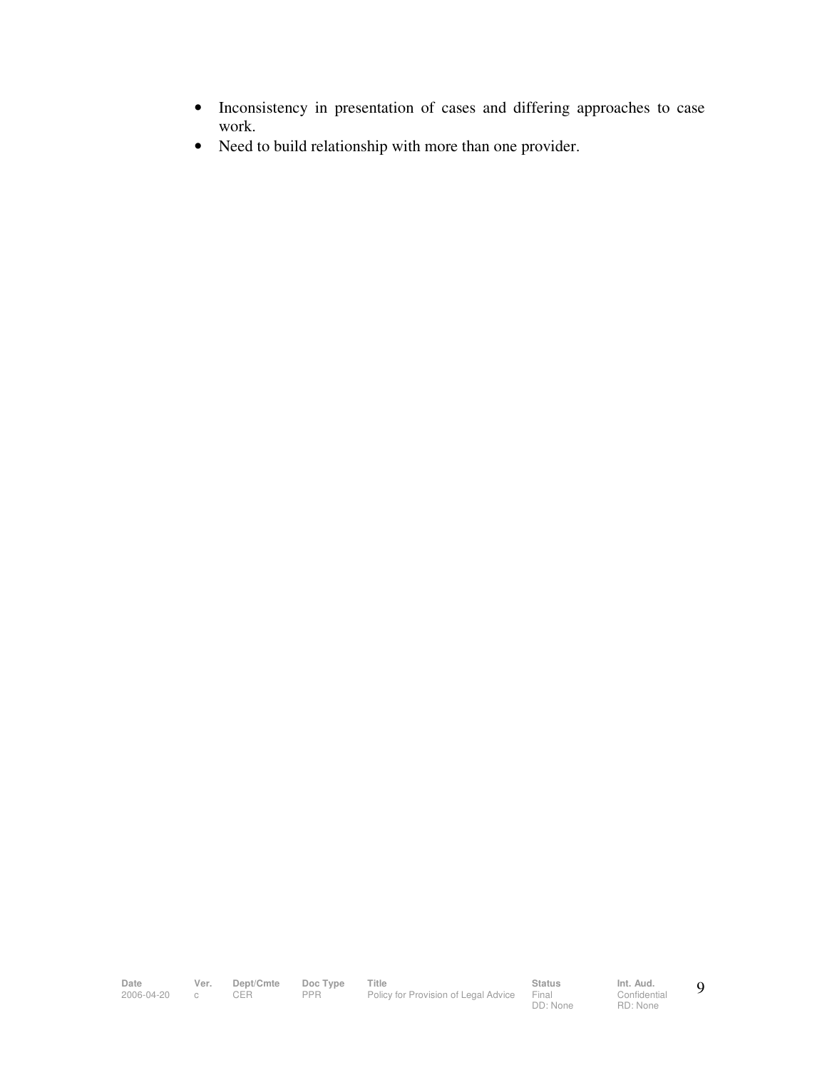- Inconsistency in presentation of cases and differing approaches to case work.
- Need to build relationship with more than one provider.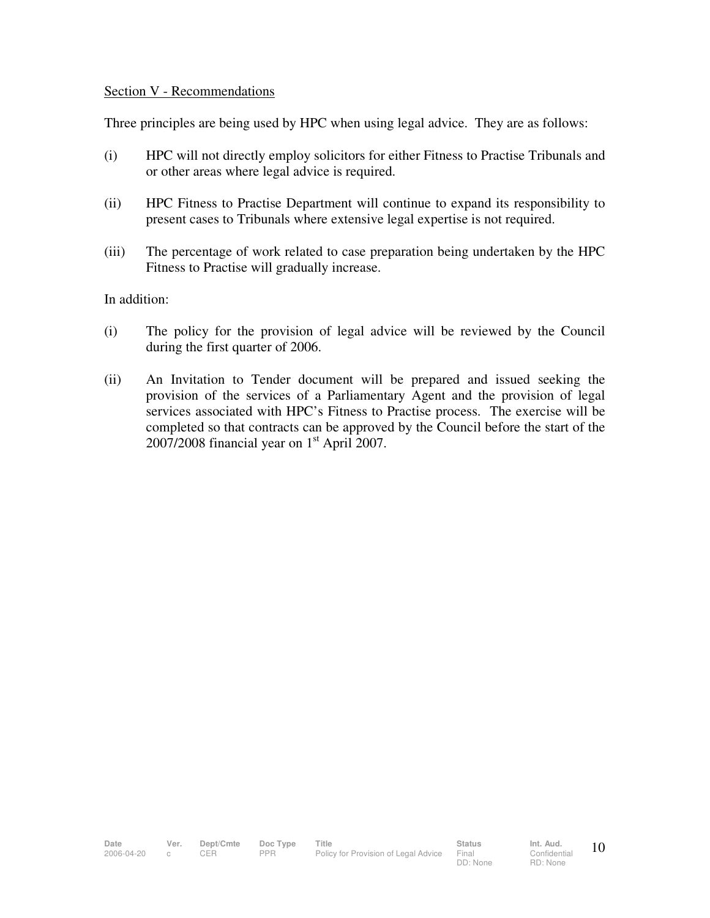Section V - Recommendations

Three principles are being used by HPC when using legal advice. They are as follows:

(i) HPC will not directly employ solicitors for either Fitness to Practise Tribunals and or other areas where legal advice is required.

(ii) HPC Fitness to Practise Department will continue to expand its responsibility to present cases to Tribunals where extensive legal expertise is not required.

(iii) The percentage of work related to case preparation being undertaken by the HPC Fitness to Practise will gradually increase.

In addition:

(i) The policy for the provision of legal advice will be reviewed by the Council during the first quarter of 2006.

(ii) An Invitation to Tender document will be prepared and issued seeking the provision of the services of a Parliamentary Agent and the provision of legal services associated with HPC's Fitness to Practise process. The exercise will be completed so that contracts can be approved by the Council before the start of the 2007/2008 financial year on 1st April 2007.